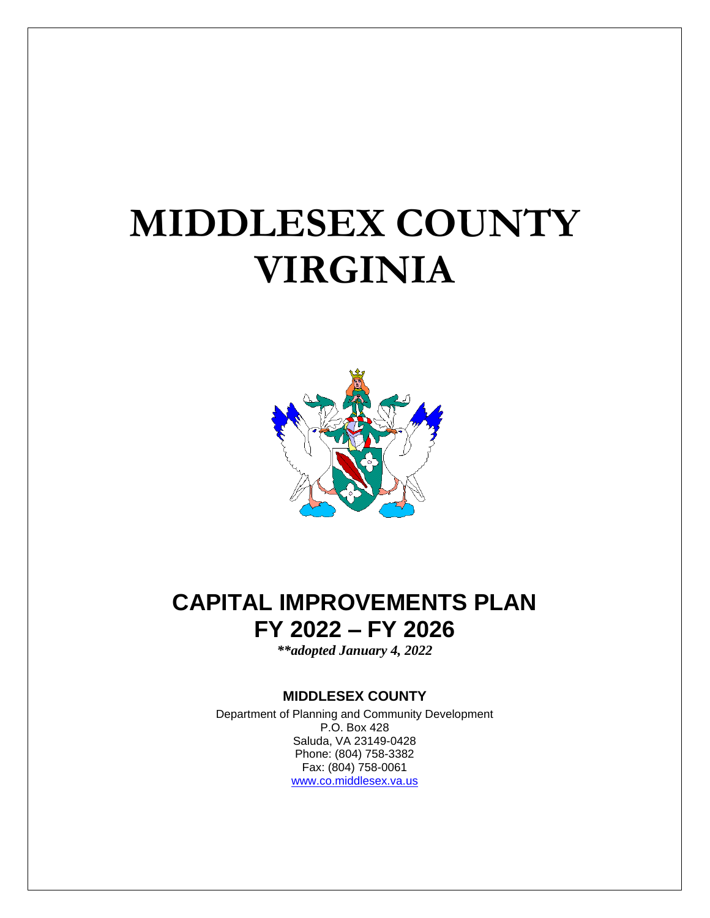# MIDDLESEX COUNTY VIRGINIA

# CAPITAL IMPROVEMENTS PLAN FY 2022 – FY 2026

***\*\*adopted January 4, 2022***

**MIDDLESEX COUNTY**

Department of Planning and Community Development
P.O. Box 428
Saluda, VA 23149-0428
Phone: (804) 758-3382
Fax: (804) 758-0061
www.co.middlesex.va.us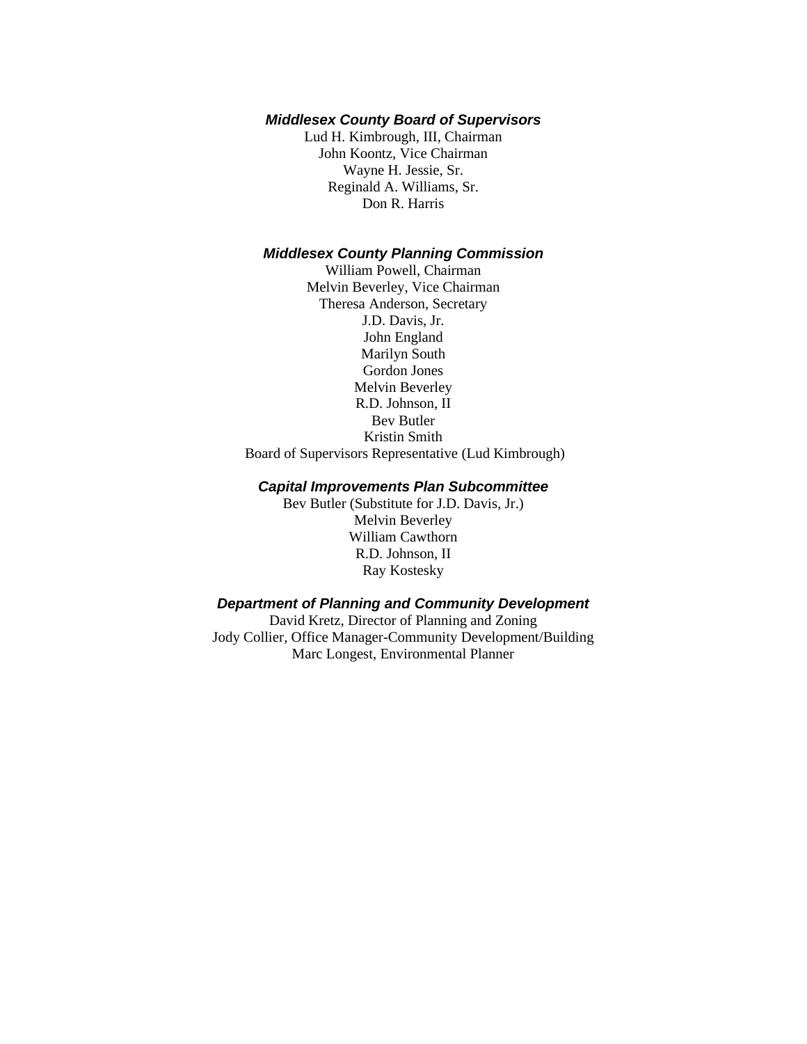### *Middlesex County Board of Supervisors*

Lud H. Kimbrough, III, Chairman
John Koontz, Vice Chairman
Wayne H. Jessie, Sr.
Reginald A. Williams, Sr.
Don R. Harris

### *Middlesex County Planning Commission*

William Powell, Chairman
Melvin Beverley, Vice Chairman
Theresa Anderson, Secretary
J.D. Davis, Jr.
John England
Marilyn South
Gordon Jones
Melvin Beverley
R.D. Johnson, II
Bev Butler
Kristin Smith
Board of Supervisors Representative (Lud Kimbrough)

### *Capital Improvements Plan Subcommittee*

Bev Butler (Substitute for J.D. Davis, Jr.)
Melvin Beverley
William Cawthorn
R.D. Johnson, II
Ray Kostesky

### *Department of Planning and Community Development*

David Kretz, Director of Planning and Zoning
Jody Collier, Office Manager-Community Development/Building
Marc Longest, Environmental Planner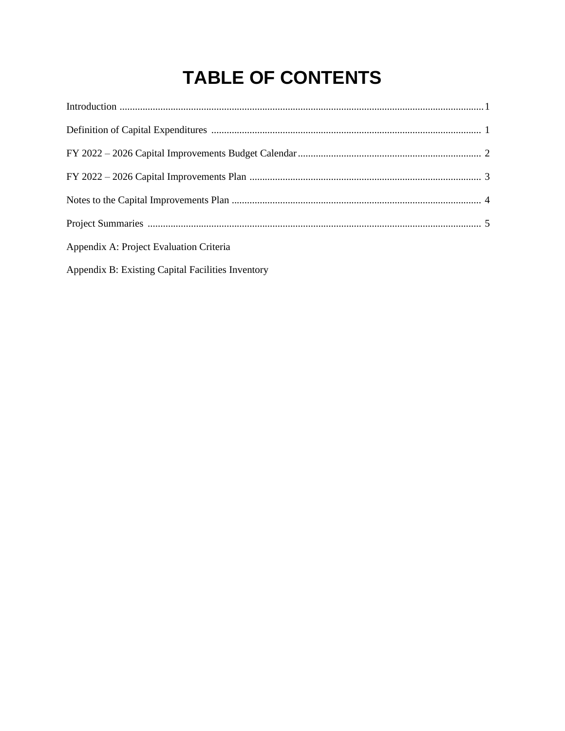# TABLE OF CONTENTS

Introduction .............................................................................................................................................1

Definition of Capital Expenditures ......................................................................................................... 1

FY 2022 – 2026 Capital Improvements Budget Calendar....................................................................... 2

FY 2022 – 2026 Capital Improvements Plan .......................................................................................... 3

Notes to the Capital Improvements Plan ................................................................................................. 4

Project Summaries .................................................................................................................................. 5

Appendix A: Project Evaluation Criteria

Appendix B: Existing Capital Facilities Inventory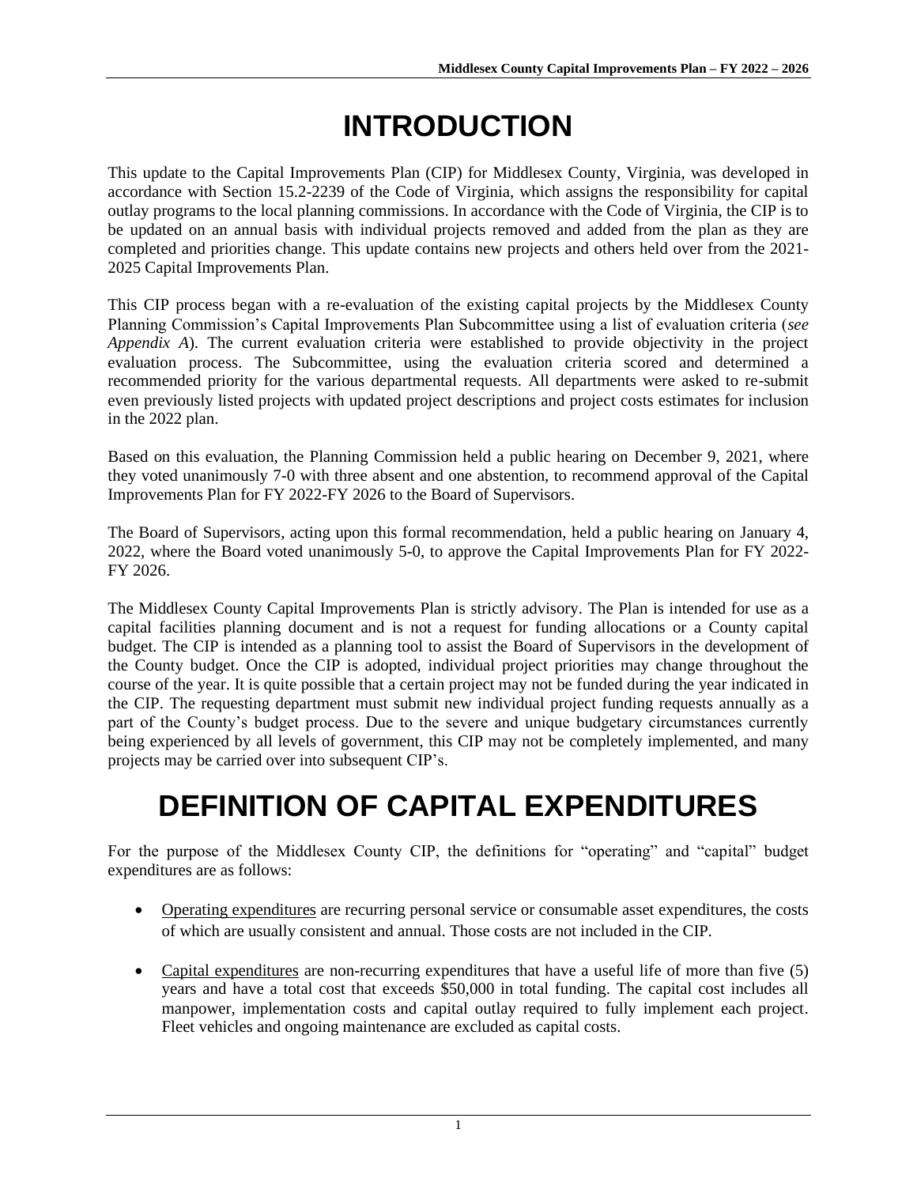# INTRODUCTION

This update to the Capital Improvements Plan (CIP) for Middlesex County, Virginia, was developed in accordance with Section 15.2-2239 of the Code of Virginia, which assigns the responsibility for capital outlay programs to the local planning commissions. In accordance with the Code of Virginia, the CIP is to be updated on an annual basis with individual projects removed and added from the plan as they are completed and priorities change. This update contains new projects and others held over from the 2021-2025 Capital Improvements Plan.

This CIP process began with a re-evaluation of the existing capital projects by the Middlesex County Planning Commission's Capital Improvements Plan Subcommittee using a list of evaluation criteria (*see Appendix A*). The current evaluation criteria were established to provide objectivity in the project evaluation process. The Subcommittee, using the evaluation criteria scored and determined a recommended priority for the various departmental requests. All departments were asked to re-submit even previously listed projects with updated project descriptions and project costs estimates for inclusion in the 2022 plan.

Based on this evaluation, the Planning Commission held a public hearing on December 9, 2021, where they voted unanimously 7-0 with three absent and one abstention, to recommend approval of the Capital Improvements Plan for FY 2022-FY 2026 to the Board of Supervisors.

The Board of Supervisors, acting upon this formal recommendation, held a public hearing on January 4, 2022, where the Board voted unanimously 5-0, to approve the Capital Improvements Plan for FY 2022-FY 2026.

The Middlesex County Capital Improvements Plan is strictly advisory. The Plan is intended for use as a capital facilities planning document and is not a request for funding allocations or a County capital budget. The CIP is intended as a planning tool to assist the Board of Supervisors in the development of the County budget. Once the CIP is adopted, individual project priorities may change throughout the course of the year. It is quite possible that a certain project may not be funded during the year indicated in the CIP. The requesting department must submit new individual project funding requests annually as a part of the County's budget process. Due to the severe and unique budgetary circumstances currently being experienced by all levels of government, this CIP may not be completely implemented, and many projects may be carried over into subsequent CIP's.

# DEFINITION OF CAPITAL EXPENDITURES

For the purpose of the Middlesex County CIP, the definitions for "operating" and "capital" budget expenditures are as follows:

- Operating expenditures are recurring personal service or consumable asset expenditures, the costs of which are usually consistent and annual. Those costs are not included in the CIP.
- Capital expenditures are non-recurring expenditures that have a useful life of more than five (5) years and have a total cost that exceeds $50,000 in total funding. The capital cost includes all manpower, implementation costs and capital outlay required to fully implement each project. Fleet vehicles and ongoing maintenance are excluded as capital costs.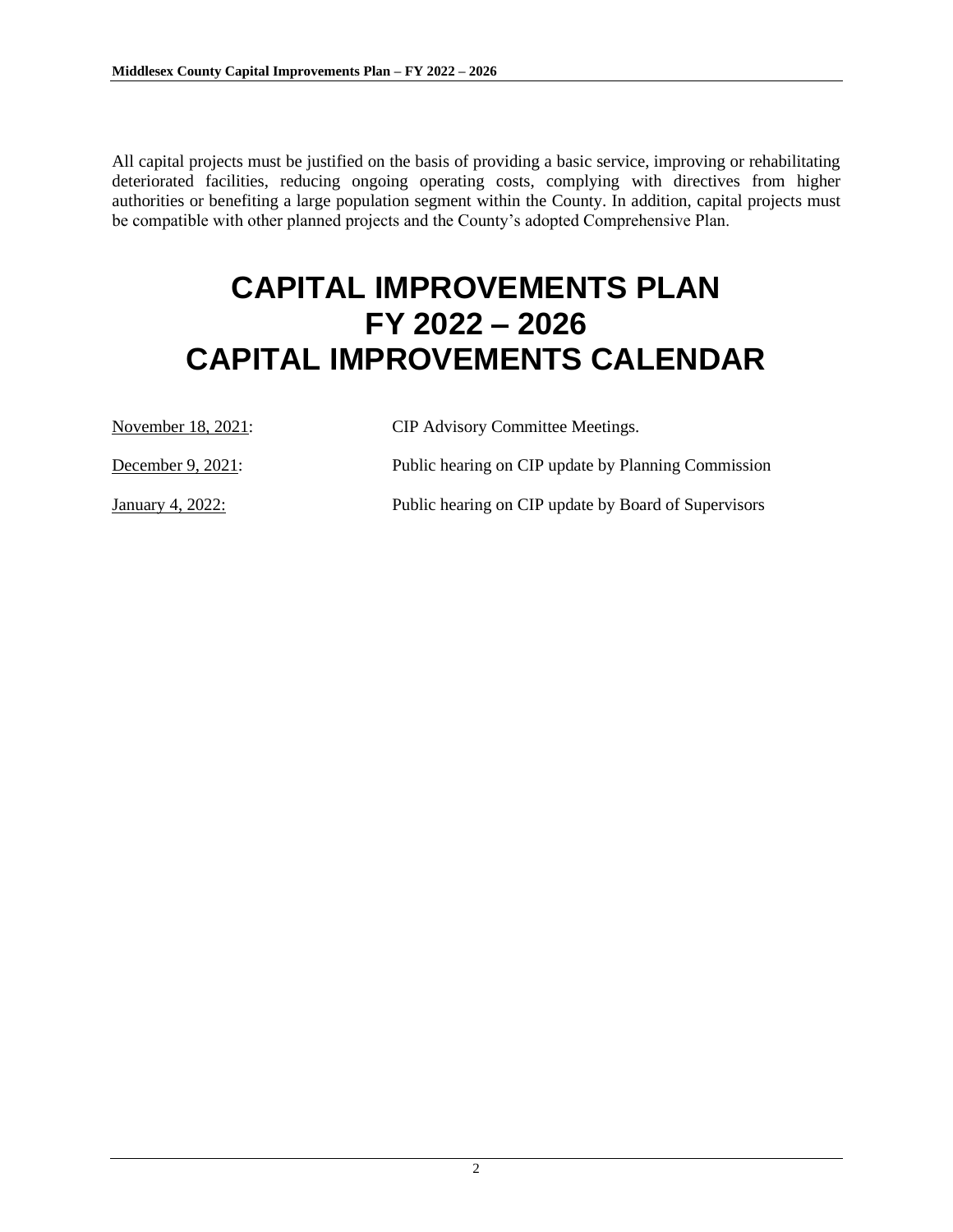All capital projects must be justified on the basis of providing a basic service, improving or rehabilitating deteriorated facilities, reducing ongoing operating costs, complying with directives from higher authorities or benefiting a large population segment within the County. In addition, capital projects must be compatible with other planned projects and the County's adopted Comprehensive Plan.

# CAPITAL IMPROVEMENTS PLAN FY 2022 – 2026 CAPITAL IMPROVEMENTS CALENDAR

| | |
|---|---|
| November 18, 2021: | CIP Advisory Committee Meetings. |
| December 9, 2021: | Public hearing on CIP update by Planning Commission |
| January 4, 2022: | Public hearing on CIP update by Board of Supervisors |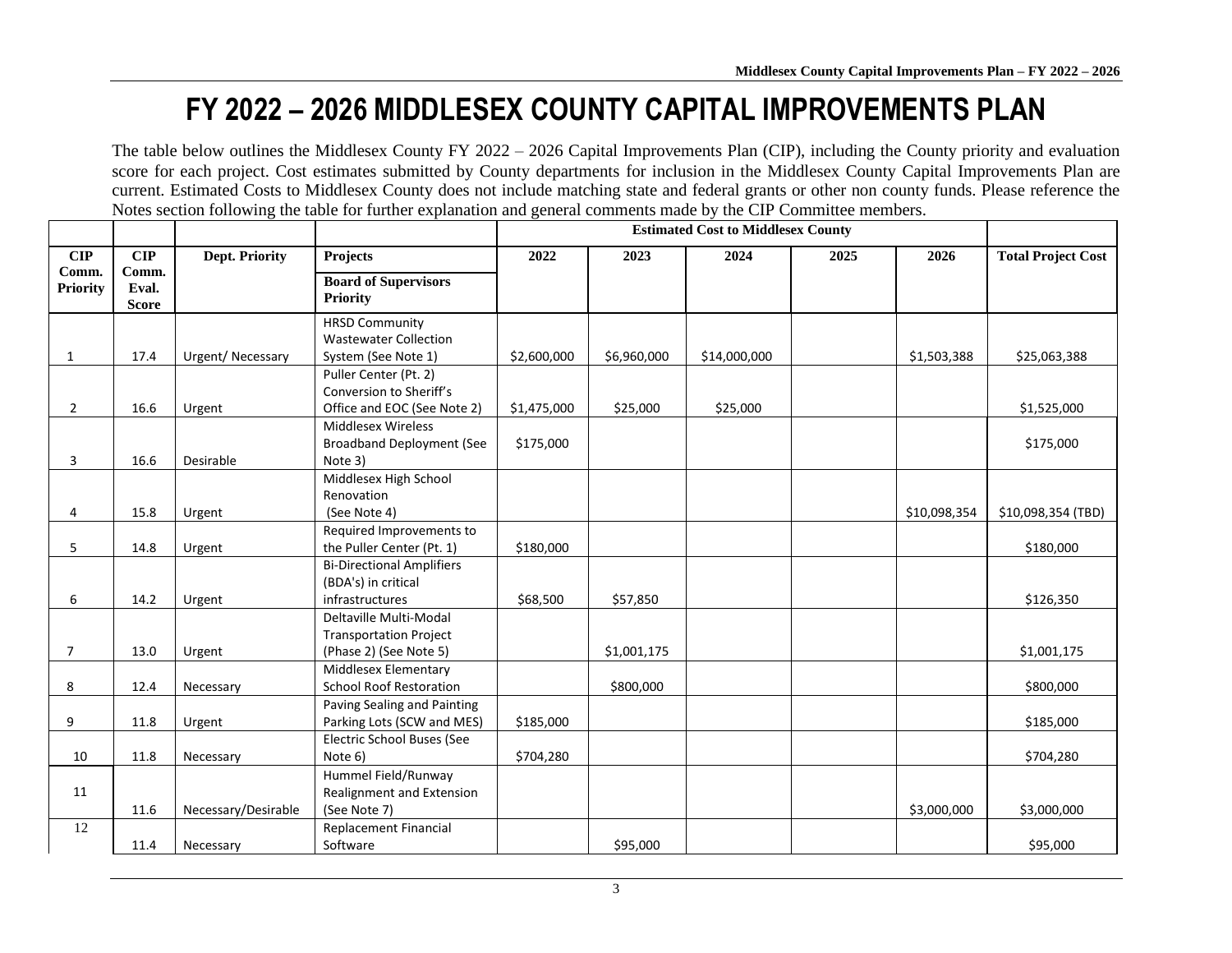# FY 2022 – 2026 MIDDLESEX COUNTY CAPITAL IMPROVEMENTS PLAN

The table below outlines the Middlesex County FY 2022 – 2026 Capital Improvements Plan (CIP), including the County priority and evaluation score for each project. Cost estimates submitted by County departments for inclusion in the Middlesex County Capital Improvements Plan are current. Estimated Costs to Middlesex County does not include matching state and federal grants or other non county funds. Please reference the Notes section following the table for further explanation and general comments made by the CIP Committee members.

| | | | | Estimated Cost to Middlesex County | | | | | |
|---|---|---|---|---|---|---|---|---|---|
| **CIP Comm. Priority** | **CIP Comm. Eval. Score** | **Dept. Priority** | **Projects** / **Board of Supervisors Priority** | **2022** | **2023** | **2024** | **2025** | **2026** | **Total Project Cost** |
| 1 | 17.4 | Urgent/ Necessary | HRSD Community Wastewater Collection System (See Note 1) | $2,600,000 | $6,960,000 | $14,000,000 | | $1,503,388 | $25,063,388 |
| 2 | 16.6 | Urgent | Puller Center (Pt. 2) Conversion to Sheriff's Office and EOC (See Note 2) | $1,475,000 | $25,000 | $25,000 | | | $1,525,000 |
| 3 | 16.6 | Desirable | Middlesex Wireless Broadband Deployment (See Note 3) | $175,000 | | | | | $175,000 |
| 4 | 15.8 | Urgent | Middlesex High School Renovation (See Note 4) | | | | | $10,098,354 | $10,098,354 (TBD) |
| 5 | 14.8 | Urgent | Required Improvements to the Puller Center (Pt. 1) | $180,000 | | | | | $180,000 |
| 6 | 14.2 | Urgent | Bi-Directional Amplifiers (BDA's) in critical infrastructures | $68,500 | $57,850 | | | | $126,350 |
| 7 | 13.0 | Urgent | Deltaville Multi-Modal Transportation Project (Phase 2) (See Note 5) | | $1,001,175 | | | | $1,001,175 |
| 8 | 12.4 | Necessary | Middlesex Elementary School Roof Restoration | | $800,000 | | | | $800,000 |
| 9 | 11.8 | Urgent | Paving Sealing and Painting Parking Lots (SCW and MES) | $185,000 | | | | | $185,000 |
| 10 | 11.8 | Necessary | Electric School Buses (See Note 6) | $704,280 | | | | | $704,280 |
| 11 | 11.6 | Necessary/Desirable | Hummel Field/Runway Realignment and Extension (See Note 7) | | | | | $3,000,000 | $3,000,000 |
| 12 | 11.4 | Necessary | Replacement Financial Software | | $95,000 | | | | $95,000 |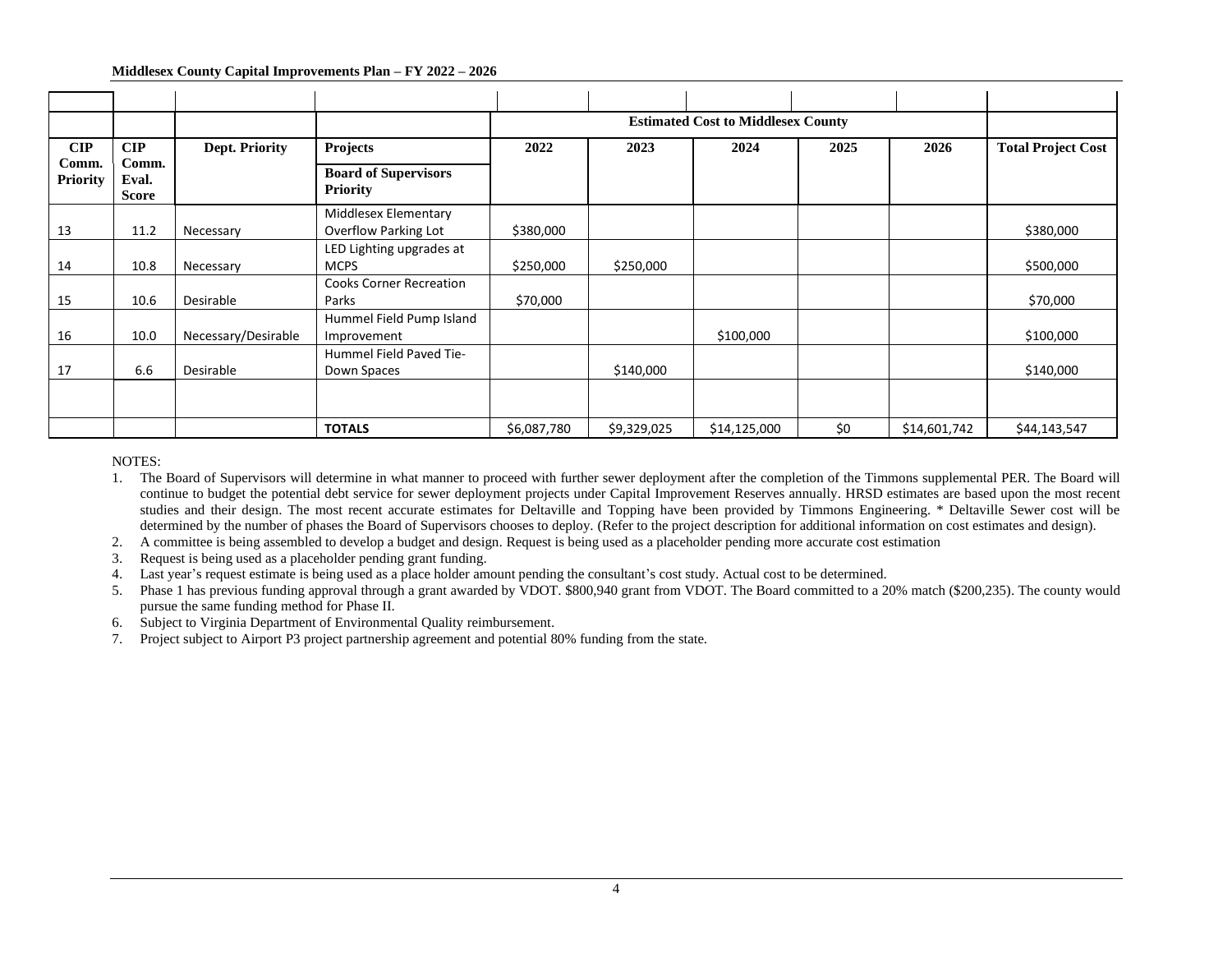**Middlesex County Capital Improvements Plan – FY 2022 – 2026**

| | | | | Estimated Cost to Middlesex County | | | | | |
|---|---|---|---|---|---|---|---|---|---|
| CIP Comm. Priority | CIP Comm. Eval. Score | Dept. Priority | Projects<br>Board of Supervisors Priority | 2022 | 2023 | 2024 | 2025 | 2026 | Total Project Cost |
| 13 | 11.2 | Necessary | Middlesex Elementary Overflow Parking Lot | $380,000 | | | | | $380,000 |
| 14 | 10.8 | Necessary | LED Lighting upgrades at MCPS | $250,000 | $250,000 | | | | $500,000 |
| 15 | 10.6 | Desirable | Cooks Corner Recreation Parks | $70,000 | | | | | $70,000 |
| 16 | 10.0 | Necessary/Desirable | Hummel Field Pump Island Improvement | | | $100,000 | | | $100,000 |
| 17 | 6.6 | Desirable | Hummel Field Paved Tie-Down Spaces | | $140,000 | | | | $140,000 |
| | | | | | | | | | |
| | | | **TOTALS** | $6,087,780 | $9,329,025 | $14,125,000 | $0 | $14,601,742 | $44,143,547 |

NOTES:

1. The Board of Supervisors will determine in what manner to proceed with further sewer deployment after the completion of the Timmons supplemental PER. The Board will continue to budget the potential debt service for sewer deployment projects under Capital Improvement Reserves annually. HRSD estimates are based upon the most recent studies and their design. The most recent accurate estimates for Deltaville and Topping have been provided by Timmons Engineering. * Deltaville Sewer cost will be determined by the number of phases the Board of Supervisors chooses to deploy. (Refer to the project description for additional information on cost estimates and design).
2. A committee is being assembled to develop a budget and design. Request is being used as a placeholder pending more accurate cost estimation
3. Request is being used as a placeholder pending grant funding.
4. Last year's request estimate is being used as a place holder amount pending the consultant's cost study. Actual cost to be determined.
5. Phase 1 has previous funding approval through a grant awarded by VDOT. $800,940 grant from VDOT. The Board committed to a 20% match ($200,235). The county would pursue the same funding method for Phase II.
6. Subject to Virginia Department of Environmental Quality reimbursement.
7. Project subject to Airport P3 project partnership agreement and potential 80% funding from the state.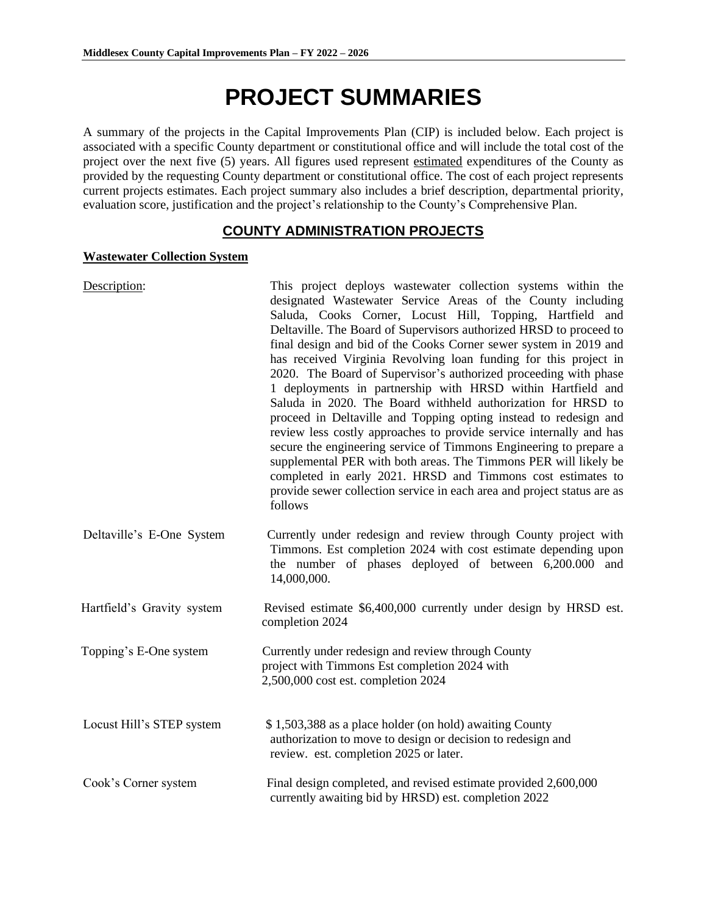# PROJECT SUMMARIES

A summary of the projects in the Capital Improvements Plan (CIP) is included below. Each project is associated with a specific County department or constitutional office and will include the total cost of the project over the next five (5) years. All figures used represent estimated expenditures of the County as provided by the requesting County department or constitutional office. The cost of each project represents current projects estimates. Each project summary also includes a brief description, departmental priority, evaluation score, justification and the project's relationship to the County's Comprehensive Plan.

## COUNTY ADMINISTRATION PROJECTS

### Wastewater Collection System

Description: This project deploys wastewater collection systems within the designated Wastewater Service Areas of the County including Saluda, Cooks Corner, Locust Hill, Topping, Hartfield and Deltaville. The Board of Supervisors authorized HRSD to proceed to final design and bid of the Cooks Corner sewer system in 2019 and has received Virginia Revolving loan funding for this project in 2020. The Board of Supervisor's authorized proceeding with phase 1 deployments in partnership with HRSD within Hartfield and Saluda in 2020. The Board withheld authorization for HRSD to proceed in Deltaville and Topping opting instead to redesign and review less costly approaches to provide service internally and has secure the engineering service of Timmons Engineering to prepare a supplemental PER with both areas. The Timmons PER will likely be completed in early 2021. HRSD and Timmons cost estimates to provide sewer collection service in each area and project status are as follows

Deltaville's E-One System: Currently under redesign and review through County project with Timmons. Est completion 2024 with cost estimate depending upon the number of phases deployed of between 6,200.000 and 14,000,000.

Hartfield's Gravity system: Revised estimate $6,400,000 currently under design by HRSD est. completion 2024

Topping's E-One system: Currently under redesign and review through County project with Timmons Est completion 2024 with 2,500,000 cost est. completion 2024

Locust Hill's STEP system: $ 1,503,388 as a place holder (on hold) awaiting County authorization to move to design or decision to redesign and review. est. completion 2025 or later.

Cook's Corner system: Final design completed, and revised estimate provided 2,600,000 currently awaiting bid by HRSD) est. completion 2022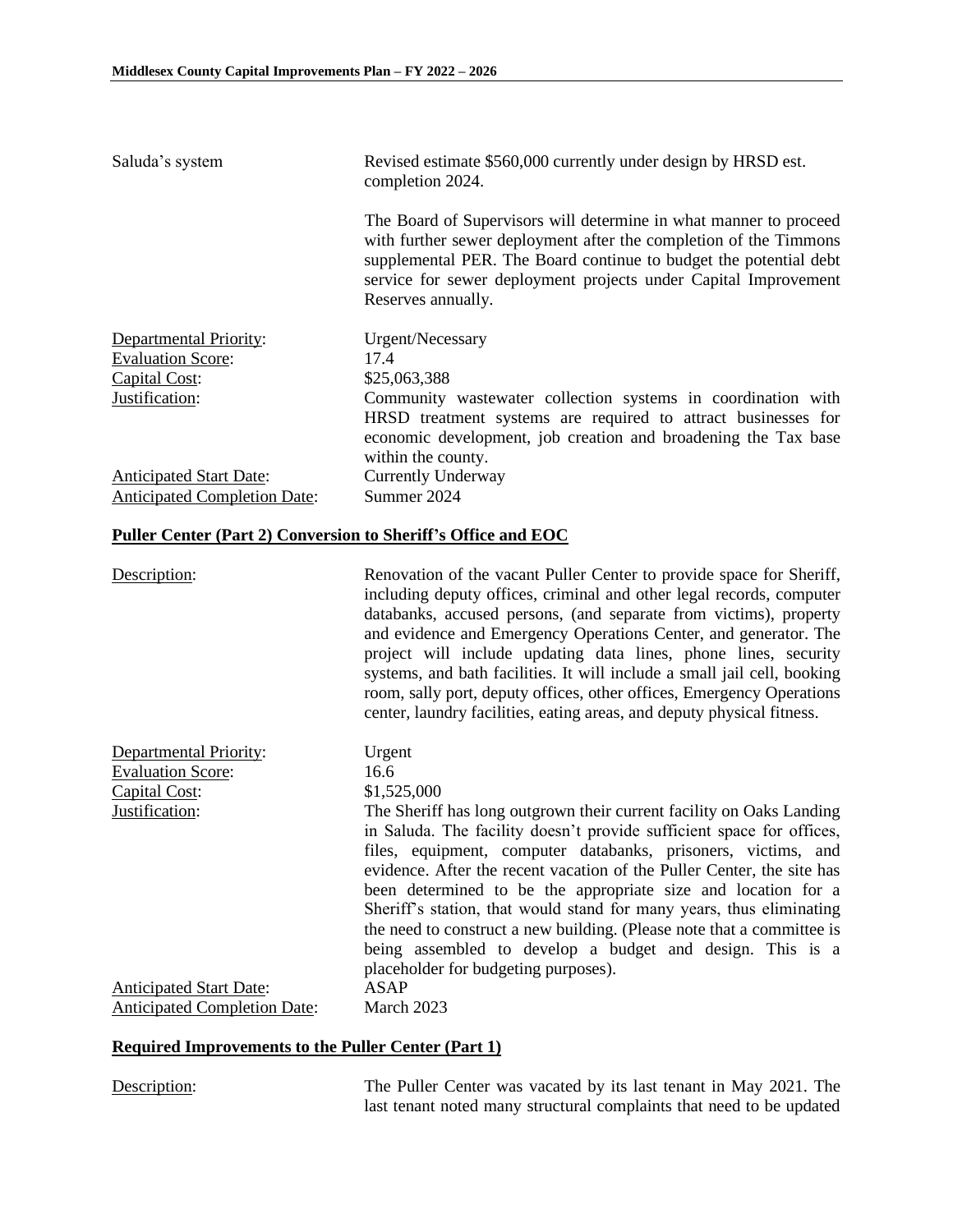| | |
|---|---|
| Saluda's system | Revised estimate $560,000 currently under design by HRSD est. completion 2024. |
| | The Board of Supervisors will determine in what manner to proceed with further sewer deployment after the completion of the Timmons supplemental PER. The Board continue to budget the potential debt service for sewer deployment projects under Capital Improvement Reserves annually. |
| Departmental Priority: | Urgent/Necessary |
| Evaluation Score: | 17.4 |
| Capital Cost: | $25,063,388 |
| Justification: | Community wastewater collection systems in coordination with HRSD treatment systems are required to attract businesses for economic development, job creation and broadening the Tax base within the county. |
| Anticipated Start Date: | Currently Underway |
| Anticipated Completion Date: | Summer 2024 |

## Puller Center (Part 2) Conversion to Sheriff's Office and EOC

| | |
|---|---|
| Description: | Renovation of the vacant Puller Center to provide space for Sheriff, including deputy offices, criminal and other legal records, computer databanks, accused persons, (and separate from victims), property and evidence and Emergency Operations Center, and generator. The project will include updating data lines, phone lines, security systems, and bath facilities. It will include a small jail cell, booking room, sally port, deputy offices, other offices, Emergency Operations center, laundry facilities, eating areas, and deputy physical fitness. |
| Departmental Priority: | Urgent |
| Evaluation Score: | 16.6 |
| Capital Cost: | $1,525,000 |
| Justification: | The Sheriff has long outgrown their current facility on Oaks Landing in Saluda. The facility doesn't provide sufficient space for offices, files, equipment, computer databanks, prisoners, victims, and evidence. After the recent vacation of the Puller Center, the site has been determined to be the appropriate size and location for a Sheriff's station, that would stand for many years, thus eliminating the need to construct a new building. (Please note that a committee is being assembled to develop a budget and design. This is a placeholder for budgeting purposes). |
| Anticipated Start Date: | ASAP |
| Anticipated Completion Date: | March 2023 |

## Required Improvements to the Puller Center (Part 1)

| | |
|---|---|
| Description: | The Puller Center was vacated by its last tenant in May 2021. The last tenant noted many structural complaints that need to be updated |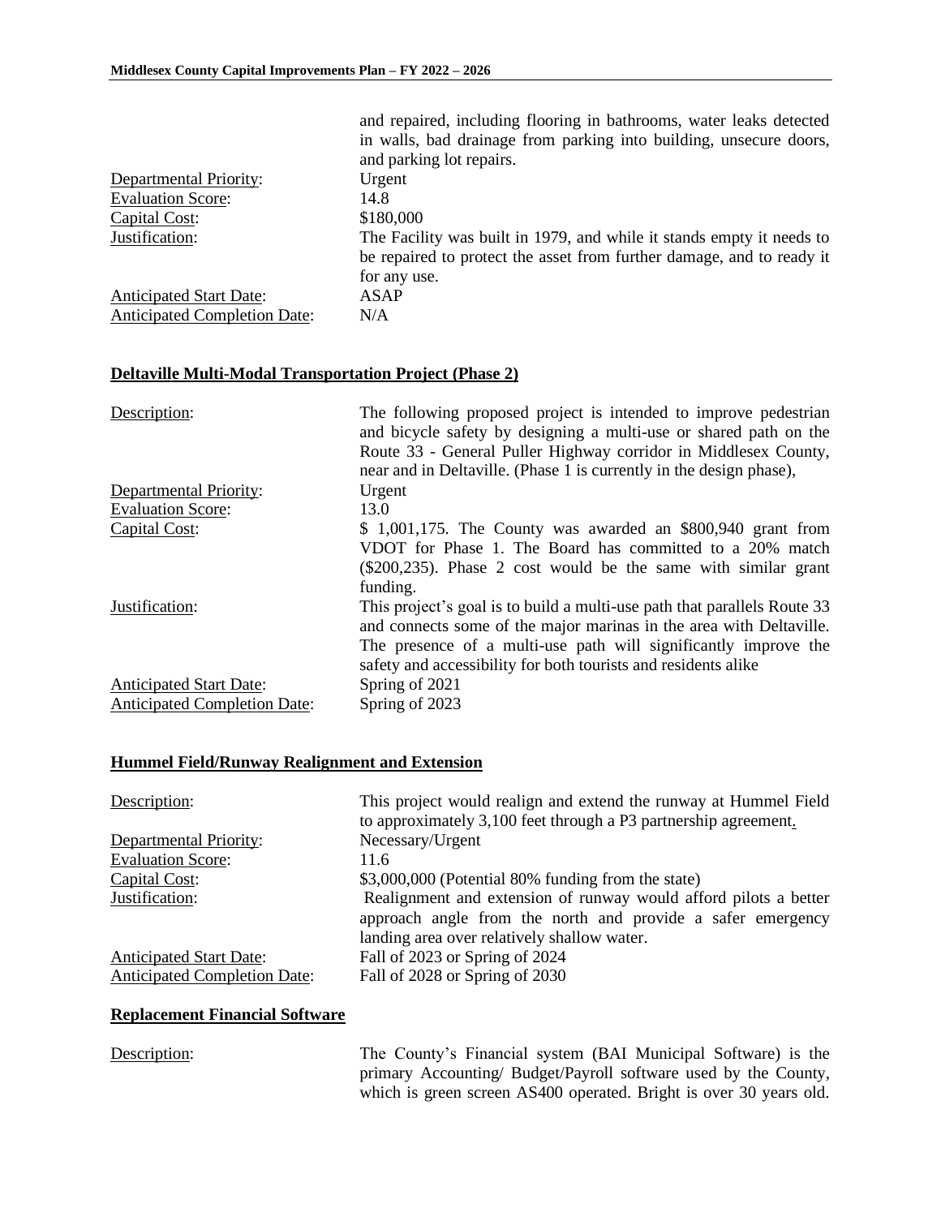| | |
|---|---|
| | and repaired, including flooring in bathrooms, water leaks detected in walls, bad drainage from parking into building, unsecure doors, and parking lot repairs. |
| Departmental Priority: | Urgent |
| Evaluation Score: | 14.8 |
| Capital Cost: | $180,000 |
| Justification: | The Facility was built in 1979, and while it stands empty it needs to be repaired to protect the asset from further damage, and to ready it for any use. |
| Anticipated Start Date: | ASAP |
| Anticipated Completion Date: | N/A |

## Deltaville Multi-Modal Transportation Project (Phase 2)

| | |
|---|---|
| Description: | The following proposed project is intended to improve pedestrian and bicycle safety by designing a multi-use or shared path on the Route 33 - General Puller Highway corridor in Middlesex County, near and in Deltaville. (Phase 1 is currently in the design phase), |
| Departmental Priority: | Urgent |
| Evaluation Score: | 13.0 |
| Capital Cost: | $ 1,001,175. The County was awarded an $800,940 grant from VDOT for Phase 1. The Board has committed to a 20% match ($200,235). Phase 2 cost would be the same with similar grant funding. |
| Justification: | This project's goal is to build a multi-use path that parallels Route 33 and connects some of the major marinas in the area with Deltaville. The presence of a multi-use path will significantly improve the safety and accessibility for both tourists and residents alike |
| Anticipated Start Date: | Spring of 2021 |
| Anticipated Completion Date: | Spring of 2023 |

## Hummel Field/Runway Realignment and Extension

| | |
|---|---|
| Description: | This project would realign and extend the runway at Hummel Field to approximately 3,100 feet through a P3 partnership agreement. |
| Departmental Priority: | Necessary/Urgent |
| Evaluation Score: | 11.6 |
| Capital Cost: | $3,000,000 (Potential 80% funding from the state) |
| Justification: | Realignment and extension of runway would afford pilots a better approach angle from the north and provide a safer emergency landing area over relatively shallow water. |
| Anticipated Start Date: | Fall of 2023 or Spring of 2024 |
| Anticipated Completion Date: | Fall of 2028 or Spring of 2030 |

## Replacement Financial Software

| | |
|---|---|
| Description: | The County's Financial system (BAI Municipal Software) is the primary Accounting/ Budget/Payroll software used by the County, which is green screen AS400 operated. Bright is over 30 years old. |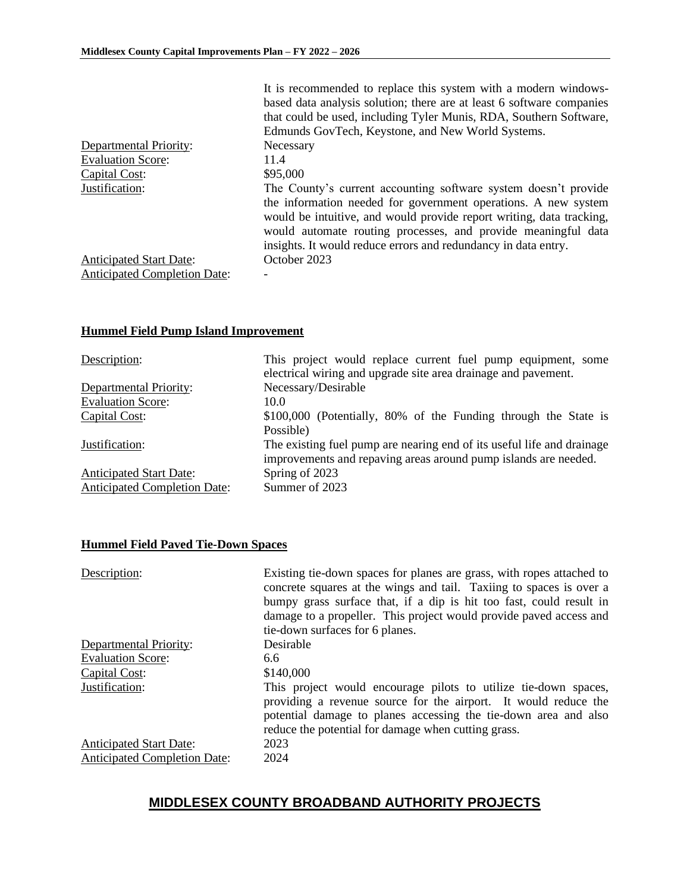It is recommended to replace this system with a modern windows-based data analysis solution; there are at least 6 software companies that could be used, including Tyler Munis, RDA, Southern Software, Edmunds GovTech, Keystone, and New World Systems.

| | |
|---|---|
| Departmental Priority: | Necessary |
| Evaluation Score: | 11.4 |
| Capital Cost: | $95,000 |
| Justification: | The County's current accounting software system doesn't provide the information needed for government operations. A new system would be intuitive, and would provide report writing, data tracking, would automate routing processes, and provide meaningful data insights. It would reduce errors and redundancy in data entry. |
| Anticipated Start Date: | October 2023 |
| Anticipated Completion Date: | - |

## Hummel Field Pump Island Improvement

| | |
|---|---|
| Description: | This project would replace current fuel pump equipment, some electrical wiring and upgrade site area drainage and pavement. |
| Departmental Priority: | Necessary/Desirable |
| Evaluation Score: | 10.0 |
| Capital Cost: | $100,000 (Potentially, 80% of the Funding through the State is Possible) |
| Justification: | The existing fuel pump are nearing end of its useful life and drainage improvements and repaving areas around pump islands are needed. |
| Anticipated Start Date: | Spring of 2023 |
| Anticipated Completion Date: | Summer of 2023 |

## Hummel Field Paved Tie-Down Spaces

| | |
|---|---|
| Description: | Existing tie-down spaces for planes are grass, with ropes attached to concrete squares at the wings and tail. Taxiing to spaces is over a bumpy grass surface that, if a dip is hit too fast, could result in damage to a propeller. This project would provide paved access and tie-down surfaces for 6 planes. |
| Departmental Priority: | Desirable |
| Evaluation Score: | 6.6 |
| Capital Cost: | $140,000 |
| Justification: | This project would encourage pilots to utilize tie-down spaces, providing a revenue source for the airport. It would reduce the potential damage to planes accessing the tie-down area and also reduce the potential for damage when cutting grass. |
| Anticipated Start Date: | 2023 |
| Anticipated Completion Date: | 2024 |

# MIDDLESEX COUNTY BROADBAND AUTHORITY PROJECTS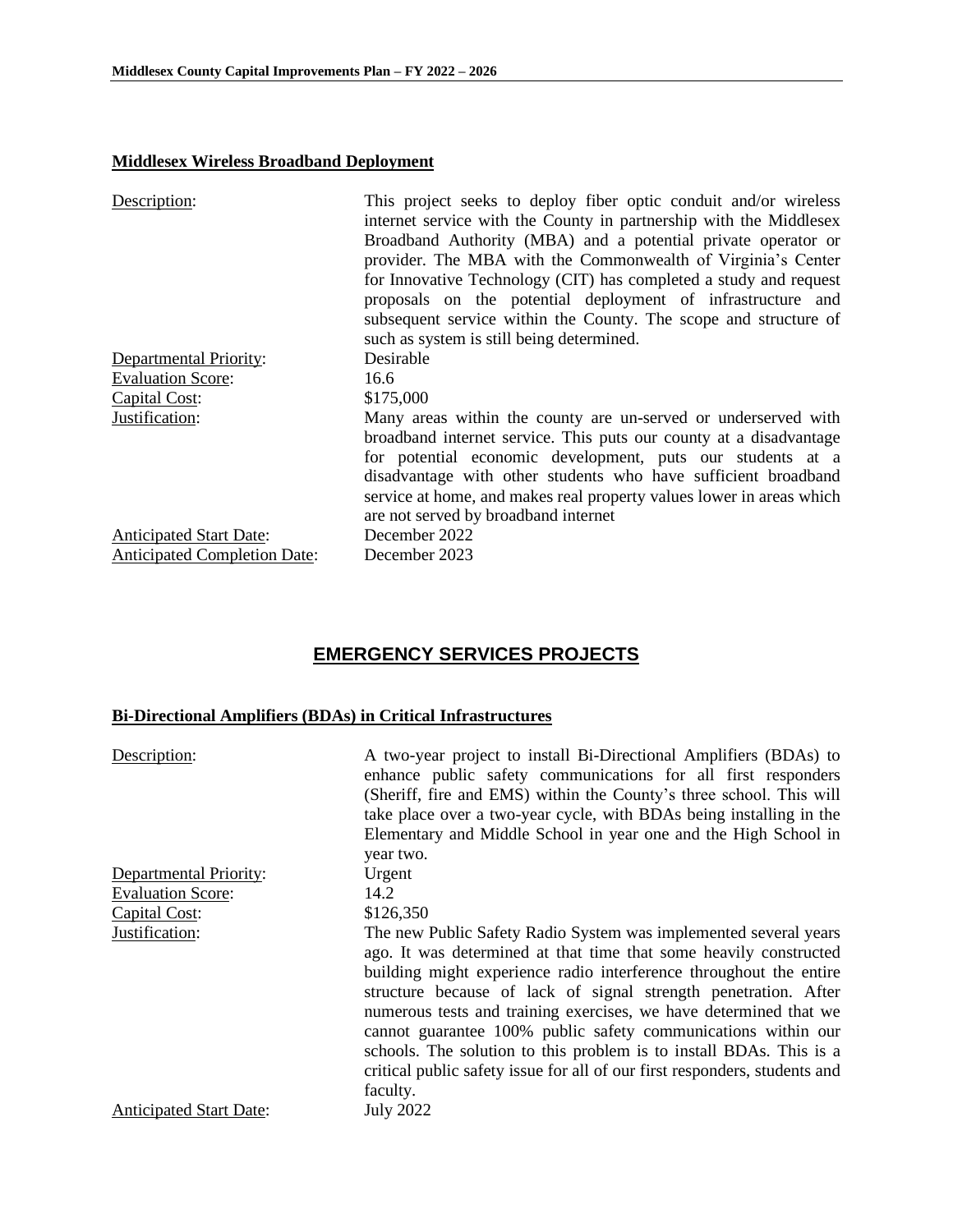## Middlesex Wireless Broadband Deployment

| | |
|---|---|
| Description: | This project seeks to deploy fiber optic conduit and/or wireless internet service with the County in partnership with the Middlesex Broadband Authority (MBA) and a potential private operator or provider. The MBA with the Commonwealth of Virginia's Center for Innovative Technology (CIT) has completed a study and request proposals on the potential deployment of infrastructure and subsequent service within the County. The scope and structure of such as system is still being determined. |
| Departmental Priority: | Desirable |
| Evaluation Score: | 16.6 |
| Capital Cost: | $175,000 |
| Justification: | Many areas within the county are un-served or underserved with broadband internet service. This puts our county at a disadvantage for potential economic development, puts our students at a disadvantage with other students who have sufficient broadband service at home, and makes real property values lower in areas which are not served by broadband internet |
| Anticipated Start Date: | December 2022 |
| Anticipated Completion Date: | December 2023 |

# EMERGENCY SERVICES PROJECTS

## Bi-Directional Amplifiers (BDAs) in Critical Infrastructures

| | |
|---|---|
| Description: | A two-year project to install Bi-Directional Amplifiers (BDAs) to enhance public safety communications for all first responders (Sheriff, fire and EMS) within the County's three school. This will take place over a two-year cycle, with BDAs being installing in the Elementary and Middle School in year one and the High School in year two. |
| Departmental Priority: | Urgent |
| Evaluation Score: | 14.2 |
| Capital Cost: | $126,350 |
| Justification: | The new Public Safety Radio System was implemented several years ago. It was determined at that time that some heavily constructed building might experience radio interference throughout the entire structure because of lack of signal strength penetration. After numerous tests and training exercises, we have determined that we cannot guarantee 100% public safety communications within our schools. The solution to this problem is to install BDAs. This is a critical public safety issue for all of our first responders, students and faculty. |
| Anticipated Start Date: | July 2022 |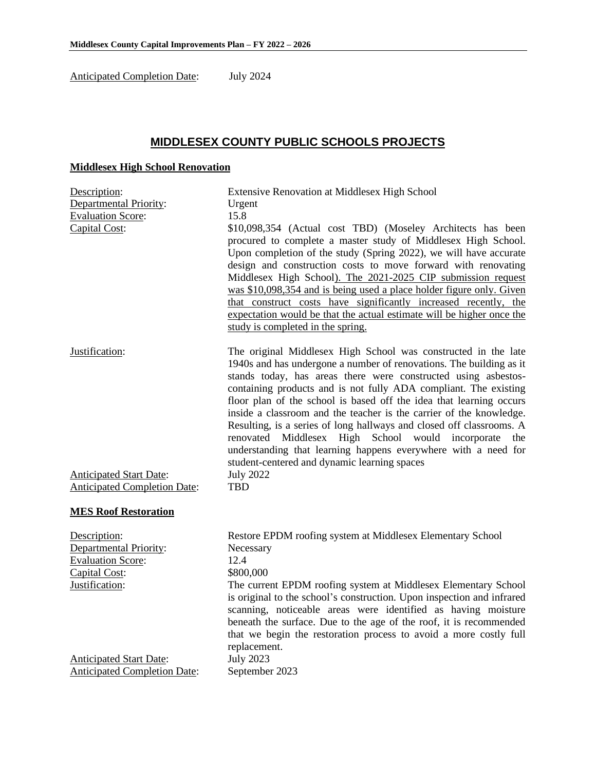Anticipated Completion Date: July 2024

## MIDDLESEX COUNTY PUBLIC SCHOOLS PROJECTS

### Middlesex High School Renovation

Description: Extensive Renovation at Middlesex High School

Departmental Priority: Urgent

Evaluation Score: 15.8

Capital Cost: $10,098,354 (Actual cost TBD) (Moseley Architects has been procured to complete a master study of Middlesex High School. Upon completion of the study (Spring 2022), we will have accurate design and construction costs to move forward with renovating Middlesex High School). The 2021-2025 CIP submission request was $10,098,354 and is being used a place holder figure only. Given that construct costs have significantly increased recently, the expectation would be that the actual estimate will be higher once the study is completed in the spring.

Justification: The original Middlesex High School was constructed in the late 1940s and has undergone a number of renovations. The building as it stands today, has areas there were constructed using asbestos-containing products and is not fully ADA compliant. The existing floor plan of the school is based off the idea that learning occurs inside a classroom and the teacher is the carrier of the knowledge. Resulting, is a series of long hallways and closed off classrooms. A renovated Middlesex High School would incorporate the understanding that learning happens everywhere with a need for student-centered and dynamic learning spaces

Anticipated Start Date: July 2022

Anticipated Completion Date: TBD

### MES Roof Restoration

Description: Restore EPDM roofing system at Middlesex Elementary School

Departmental Priority: Necessary

Evaluation Score: 12.4

Capital Cost: $800,000

Justification: The current EPDM roofing system at Middlesex Elementary School is original to the school's construction. Upon inspection and infrared scanning, noticeable areas were identified as having moisture beneath the surface. Due to the age of the roof, it is recommended that we begin the restoration process to avoid a more costly full replacement.

Anticipated Start Date: July 2023

Anticipated Completion Date: September 2023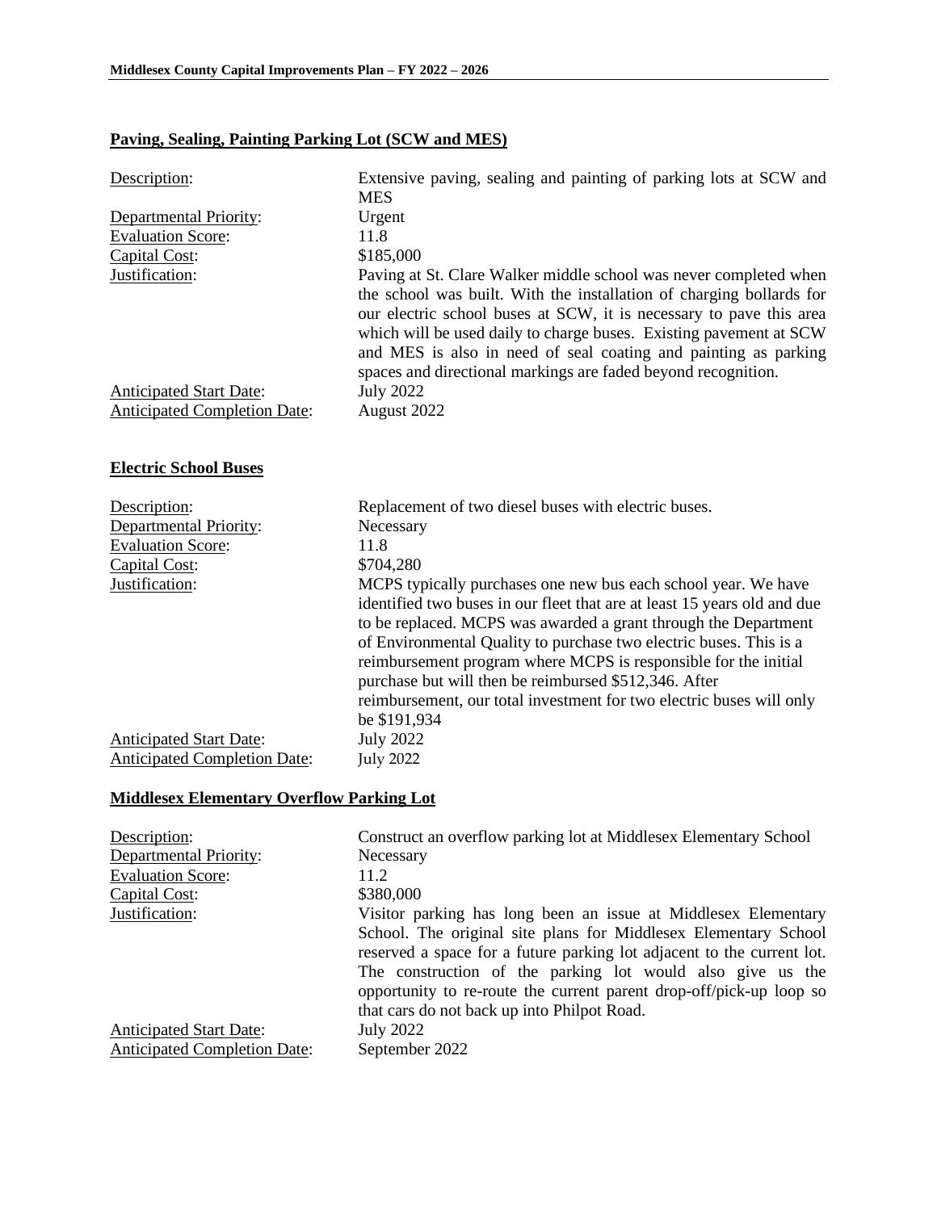### Paving, Sealing, Painting Parking Lot (SCW and MES)

| | |
|---|---|
| Description: | Extensive paving, sealing and painting of parking lots at SCW and MES |
| Departmental Priority: | Urgent |
| Evaluation Score: | 11.8 |
| Capital Cost: | $185,000 |
| Justification: | Paving at St. Clare Walker middle school was never completed when the school was built. With the installation of charging bollards for our electric school buses at SCW, it is necessary to pave this area which will be used daily to charge buses. Existing pavement at SCW and MES is also in need of seal coating and painting as parking spaces and directional markings are faded beyond recognition. |
| Anticipated Start Date: | July 2022 |
| Anticipated Completion Date: | August 2022 |

### Electric School Buses

| | |
|---|---|
| Description: | Replacement of two diesel buses with electric buses. |
| Departmental Priority: | Necessary |
| Evaluation Score: | 11.8 |
| Capital Cost: | $704,280 |
| Justification: | MCPS typically purchases one new bus each school year. We have identified two buses in our fleet that are at least 15 years old and due to be replaced. MCPS was awarded a grant through the Department of Environmental Quality to purchase two electric buses. This is a reimbursement program where MCPS is responsible for the initial purchase but will then be reimbursed $512,346. After reimbursement, our total investment for two electric buses will only be $191,934 |
| Anticipated Start Date: | July 2022 |
| Anticipated Completion Date: | July 2022 |

### Middlesex Elementary Overflow Parking Lot

| | |
|---|---|
| Description: | Construct an overflow parking lot at Middlesex Elementary School |
| Departmental Priority: | Necessary |
| Evaluation Score: | 11.2 |
| Capital Cost: | $380,000 |
| Justification: | Visitor parking has long been an issue at Middlesex Elementary School. The original site plans for Middlesex Elementary School reserved a space for a future parking lot adjacent to the current lot. The construction of the parking lot would also give us the opportunity to re-route the current parent drop-off/pick-up loop so that cars do not back up into Philpot Road. |
| Anticipated Start Date: | July 2022 |
| Anticipated Completion Date: | September 2022 |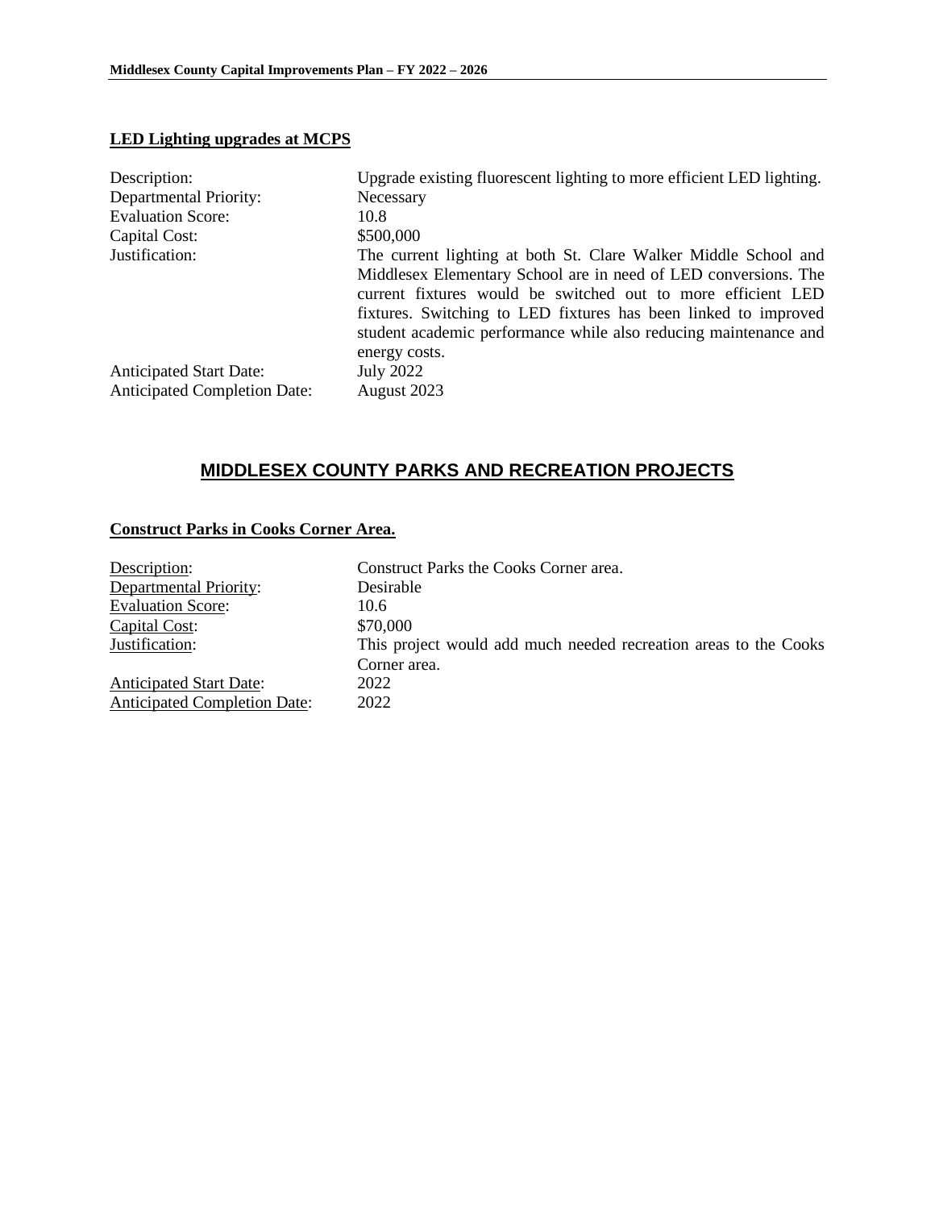**LED Lighting upgrades at MCPS**

| | |
|---|---|
| Description: | Upgrade existing fluorescent lighting to more efficient LED lighting. |
| Departmental Priority: | Necessary |
| Evaluation Score: | 10.8 |
| Capital Cost: | $500,000 |
| Justification: | The current lighting at both St. Clare Walker Middle School and Middlesex Elementary School are in need of LED conversions. The current fixtures would be switched out to more efficient LED fixtures. Switching to LED fixtures has been linked to improved student academic performance while also reducing maintenance and energy costs. |
| Anticipated Start Date: | July 2022 |
| Anticipated Completion Date: | August 2023 |

## MIDDLESEX COUNTY PARKS AND RECREATION PROJECTS

**Construct Parks in Cooks Corner Area.**

| | |
|---|---|
| Description: | Construct Parks the Cooks Corner area. |
| Departmental Priority: | Desirable |
| Evaluation Score: | 10.6 |
| Capital Cost: | $70,000 |
| Justification: | This project would add much needed recreation areas to the Cooks Corner area. |
| Anticipated Start Date: | 2022 |
| Anticipated Completion Date: | 2022 |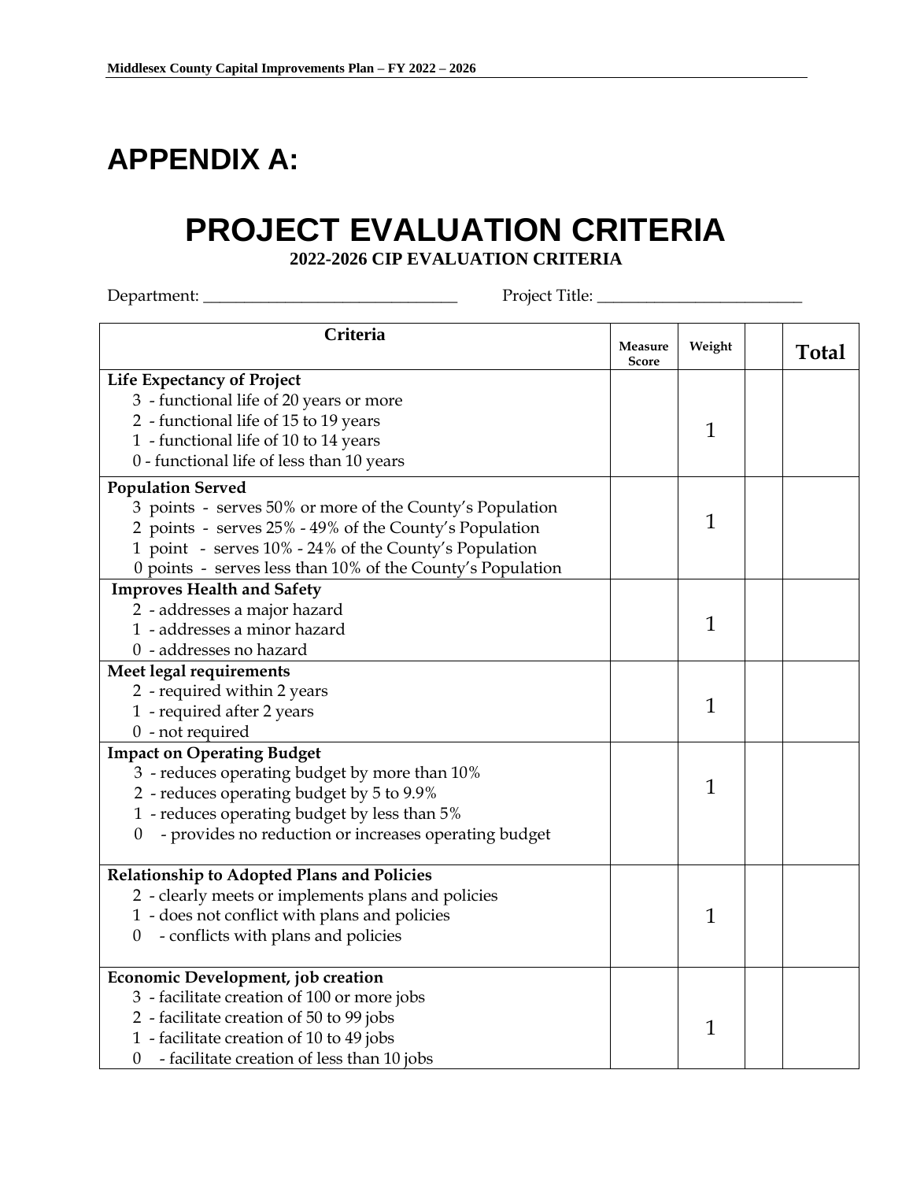# APPENDIX A:

# PROJECT EVALUATION CRITERIA

**2022-2026 CIP EVALUATION CRITERIA**

Department: ______________________________ Project Title: ________________________

| Criteria | Measure Score | Weight | | Total |
|---|---|---|---|---|
| **Life Expectancy of Project**<br>3 - functional life of 20 years or more<br>2 - functional life of 15 to 19 years<br>1 - functional life of 10 to 14 years<br>0 - functional life of less than 10 years | | 1 | | |
| **Population Served**<br>3 points - serves 50% or more of the County's Population<br>2 points - serves 25% - 49% of the County's Population<br>1 point - serves 10% - 24% of the County's Population<br>0 points - serves less than 10% of the County's Population | | 1 | | |
| **Improves Health and Safety**<br>2 - addresses a major hazard<br>1 - addresses a minor hazard<br>0 - addresses no hazard | | 1 | | |
| **Meet legal requirements**<br>2 - required within 2 years<br>1 - required after 2 years<br>0 - not required | | 1 | | |
| **Impact on Operating Budget**<br>3 - reduces operating budget by more than 10%<br>2 - reduces operating budget by 5 to 9.9%<br>1 - reduces operating budget by less than 5%<br>0 - provides no reduction or increases operating budget | | 1 | | |
| **Relationship to Adopted Plans and Policies**<br>2 - clearly meets or implements plans and policies<br>1 - does not conflict with plans and policies<br>0 - conflicts with plans and policies | | 1 | | |
| **Economic Development, job creation**<br>3 - facilitate creation of 100 or more jobs<br>2 - facilitate creation of 50 to 99 jobs<br>1 - facilitate creation of 10 to 49 jobs<br>0 - facilitate creation of less than 10 jobs | | 1 | | |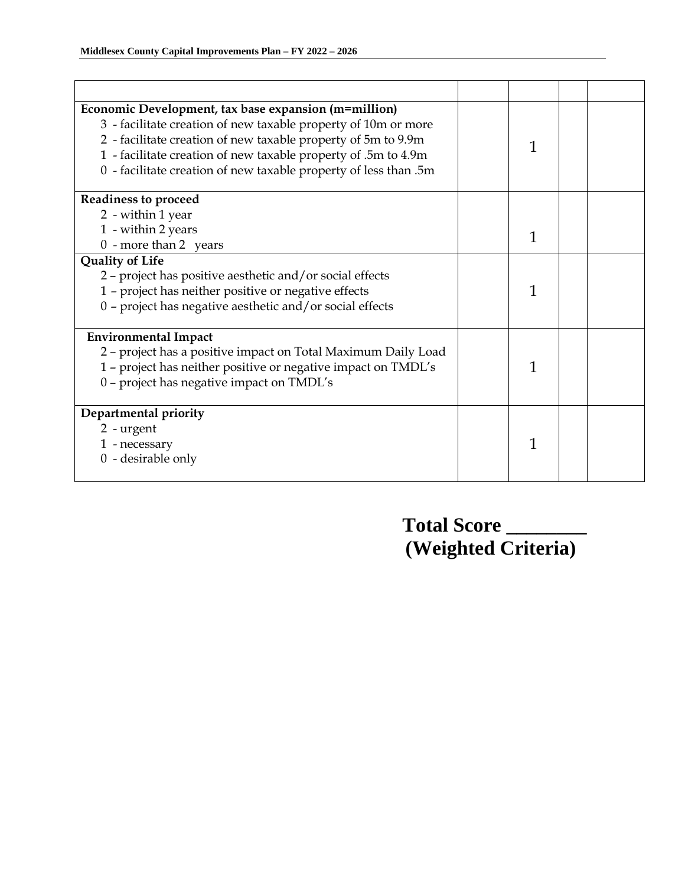| | | | | |
|---|---|---|---|---|
| **Economic Development, tax base expansion (m=million)**<br>3 - facilitate creation of new taxable property of 10m or more<br>2 - facilitate creation of new taxable property of 5m to 9.9m<br>1 - facilitate creation of new taxable property of .5m to 4.9m<br>0 - facilitate creation of new taxable property of less than .5m | | 1 | | |
| **Readiness to proceed**<br>2 - within 1 year<br>1 - within 2 years<br>0 - more than 2 years | | 1 | | |
| **Quality of Life**<br>2 – project has positive aesthetic and/or social effects<br>1 – project has neither positive or negative effects<br>0 – project has negative aesthetic and/or social effects | | 1 | | |
| **Environmental Impact**<br>2 – project has a positive impact on Total Maximum Daily Load<br>1 – project has neither positive or negative impact on TMDL's<br>0 – project has negative impact on TMDL's | | 1 | | |
| **Departmental priority**<br>2 - urgent<br>1 - necessary<br>0 - desirable only | | 1 | | |

**Total Score ________**
**(Weighted Criteria)**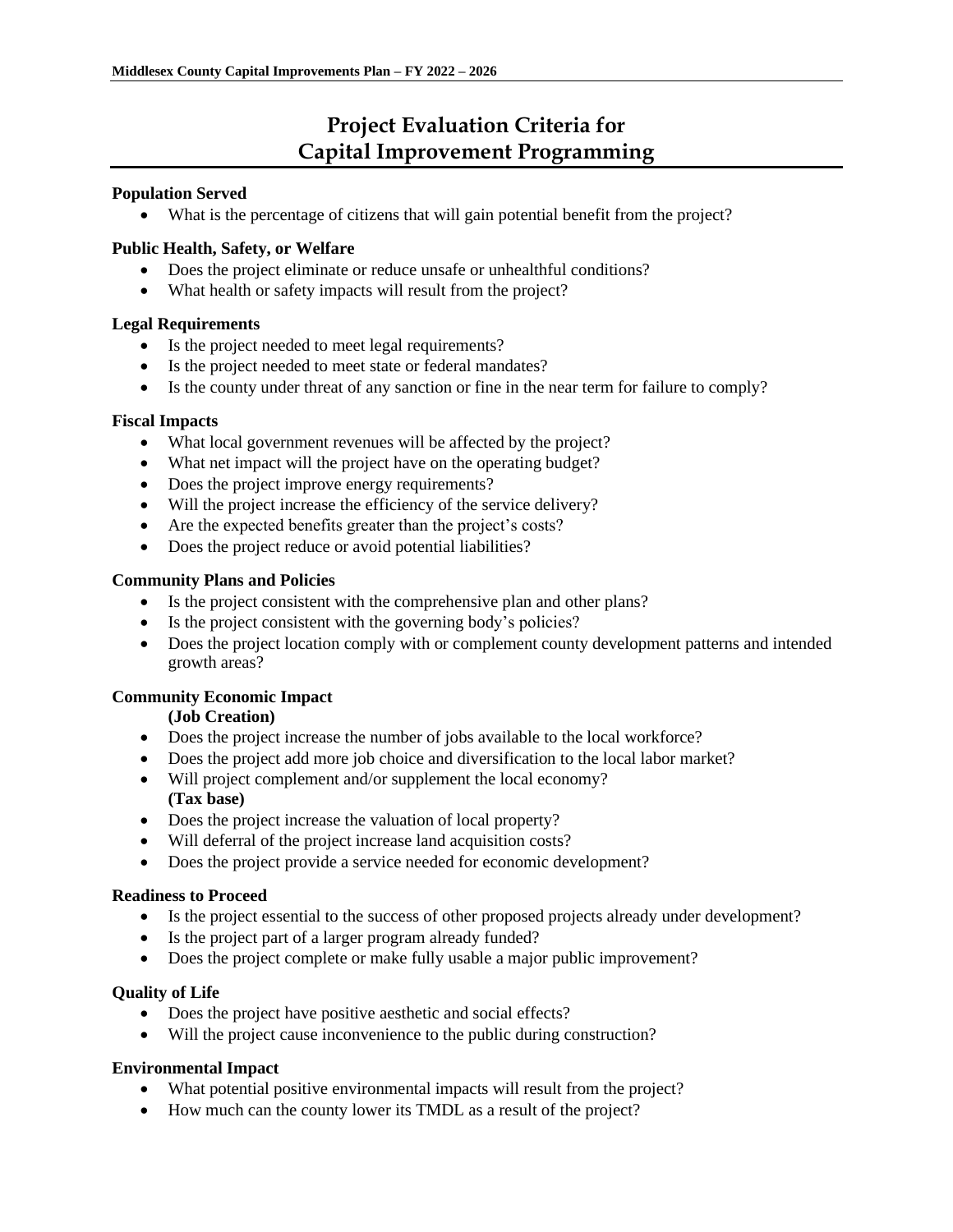# Project Evaluation Criteria for Capital Improvement Programming

**Population Served**

- What is the percentage of citizens that will gain potential benefit from the project?

**Public Health, Safety, or Welfare**

- Does the project eliminate or reduce unsafe or unhealthful conditions?
- What health or safety impacts will result from the project?

**Legal Requirements**

- Is the project needed to meet legal requirements?
- Is the project needed to meet state or federal mandates?
- Is the county under threat of any sanction or fine in the near term for failure to comply?

**Fiscal Impacts**

- What local government revenues will be affected by the project?
- What net impact will the project have on the operating budget?
- Does the project improve energy requirements?
- Will the project increase the efficiency of the service delivery?
- Are the expected benefits greater than the project's costs?
- Does the project reduce or avoid potential liabilities?

**Community Plans and Policies**

- Is the project consistent with the comprehensive plan and other plans?
- Is the project consistent with the governing body's policies?
- Does the project location comply with or complement county development patterns and intended growth areas?

**Community Economic Impact**

**(Job Creation)**

- Does the project increase the number of jobs available to the local workforce?
- Does the project add more job choice and diversification to the local labor market?
- Will project complement and/or supplement the local economy?

**(Tax base)**

- Does the project increase the valuation of local property?
- Will deferral of the project increase land acquisition costs?
- Does the project provide a service needed for economic development?

**Readiness to Proceed**

- Is the project essential to the success of other proposed projects already under development?
- Is the project part of a larger program already funded?
- Does the project complete or make fully usable a major public improvement?

**Quality of Life**

- Does the project have positive aesthetic and social effects?
- Will the project cause inconvenience to the public during construction?

**Environmental Impact**

- What potential positive environmental impacts will result from the project?
- How much can the county lower its TMDL as a result of the project?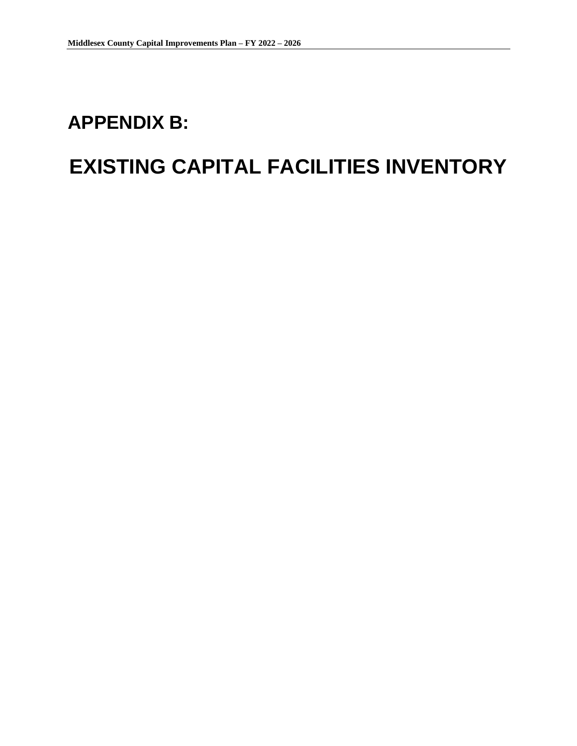# APPENDIX B:

# EXISTING CAPITAL FACILITIES INVENTORY